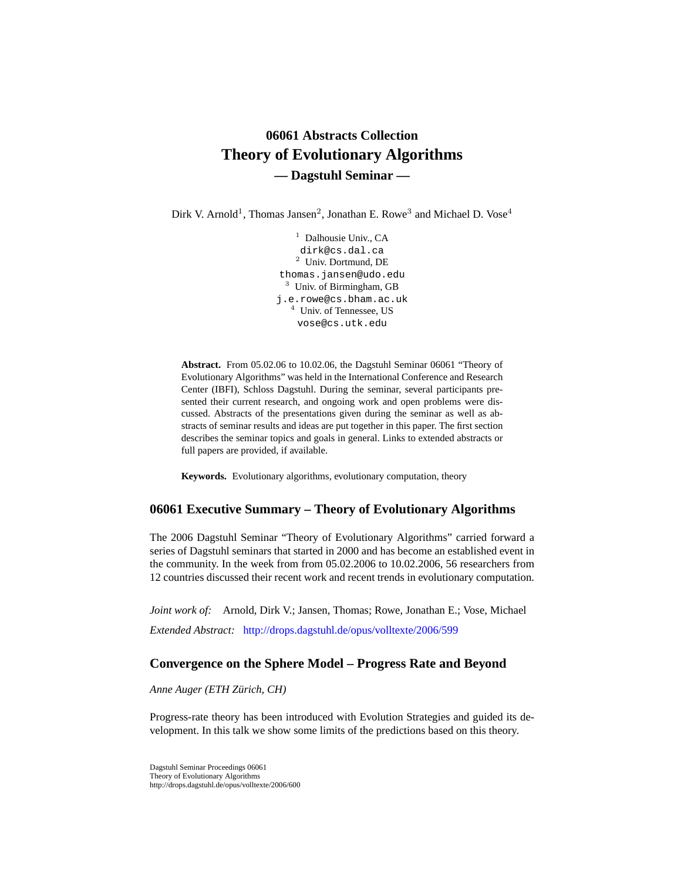# 06061 Abstracts Collection
# Theory of Evolutionary Algorithms
## — Dagstuhl Seminar —

Dirk V. Arnold[1], Thomas Jansen[2], Jonathan E. Rowe[3] and Michael D. Vose[4]

[1] Dalhousie Univ., CA
dirk@cs.dal.ca
[2] Univ. Dortmund, DE
thomas.jansen@udo.edu
[3] Univ. of Birmingham, GB
j.e.rowe@cs.bham.ac.uk
[4] Univ. of Tennessee, US
vose@cs.utk.edu

**Abstract.** From 05.02.06 to 10.02.06, the Dagstuhl Seminar 06061 "Theory of Evolutionary Algorithms" was held in the International Conference and Research Center (IBFI), Schloss Dagstuhl. During the seminar, several participants presented their current research, and ongoing work and open problems were discussed. Abstracts of the presentations given during the seminar as well as abstracts of seminar results and ideas are put together in this paper. The first section describes the seminar topics and goals in general. Links to extended abstracts or full papers are provided, if available.

**Keywords.** Evolutionary algorithms, evolutionary computation, theory

## 06061 Executive Summary – Theory of Evolutionary Algorithms

The 2006 Dagstuhl Seminar "Theory of Evolutionary Algorithms" carried forward a series of Dagstuhl seminars that started in 2000 and has become an established event in the community. In the week from from 05.02.2006 to 10.02.2006, 56 researchers from 12 countries discussed their recent work and recent trends in evolutionary computation.

*Joint work of:* Arnold, Dirk V.; Jansen, Thomas; Rowe, Jonathan E.; Vose, Michael

*Extended Abstract:* http://drops.dagstuhl.de/opus/volltexte/2006/599

## Convergence on the Sphere Model – Progress Rate and Beyond

*Anne Auger (ETH Zürich, CH)*

Progress-rate theory has been introduced with Evolution Strategies and guided its development. In this talk we show some limits of the predictions based on this theory.

Dagstuhl Seminar Proceedings 06061
Theory of Evolutionary Algorithms
http://drops.dagstuhl.de/opus/volltexte/2006/600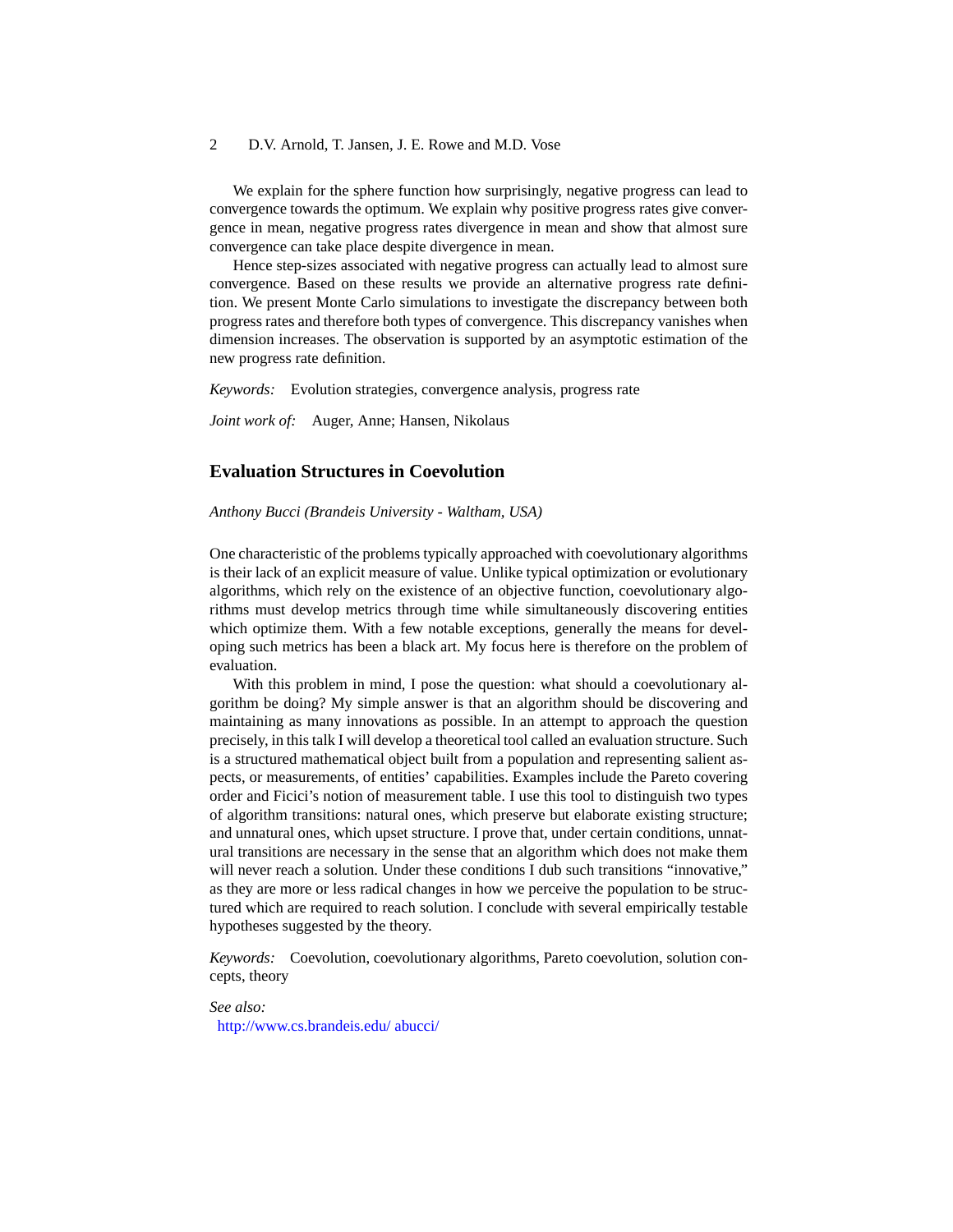We explain for the sphere function how surprisingly, negative progress can lead to convergence towards the optimum. We explain why positive progress rates give convergence in mean, negative progress rates divergence in mean and show that almost sure convergence can take place despite divergence in mean.

Hence step-sizes associated with negative progress can actually lead to almost sure convergence. Based on these results we provide an alternative progress rate definition. We present Monte Carlo simulations to investigate the discrepancy between both progress rates and therefore both types of convergence. This discrepancy vanishes when dimension increases. The observation is supported by an asymptotic estimation of the new progress rate definition.

*Keywords:* Evolution strategies, convergence analysis, progress rate

*Joint work of:* Auger, Anne; Hansen, Nikolaus

## Evaluation Structures in Coevolution

*Anthony Bucci (Brandeis University - Waltham, USA)*

One characteristic of the problems typically approached with coevolutionary algorithms is their lack of an explicit measure of value. Unlike typical optimization or evolutionary algorithms, which rely on the existence of an objective function, coevolutionary algorithms must develop metrics through time while simultaneously discovering entities which optimize them. With a few notable exceptions, generally the means for developing such metrics has been a black art. My focus here is therefore on the problem of evaluation.

With this problem in mind, I pose the question: what should a coevolutionary algorithm be doing? My simple answer is that an algorithm should be discovering and maintaining as many innovations as possible. In an attempt to approach the question precisely, in this talk I will develop a theoretical tool called an evaluation structure. Such is a structured mathematical object built from a population and representing salient aspects, or measurements, of entities' capabilities. Examples include the Pareto covering order and Ficici's notion of measurement table. I use this tool to distinguish two types of algorithm transitions: natural ones, which preserve but elaborate existing structure; and unnatural ones, which upset structure. I prove that, under certain conditions, unnatural transitions are necessary in the sense that an algorithm which does not make them will never reach a solution. Under these conditions I dub such transitions "innovative," as they are more or less radical changes in how we perceive the population to be structured which are required to reach solution. I conclude with several empirically testable hypotheses suggested by the theory.

*Keywords:* Coevolution, coevolutionary algorithms, Pareto coevolution, solution concepts, theory

*See also:*
http://www.cs.brandeis.edu/ abucci/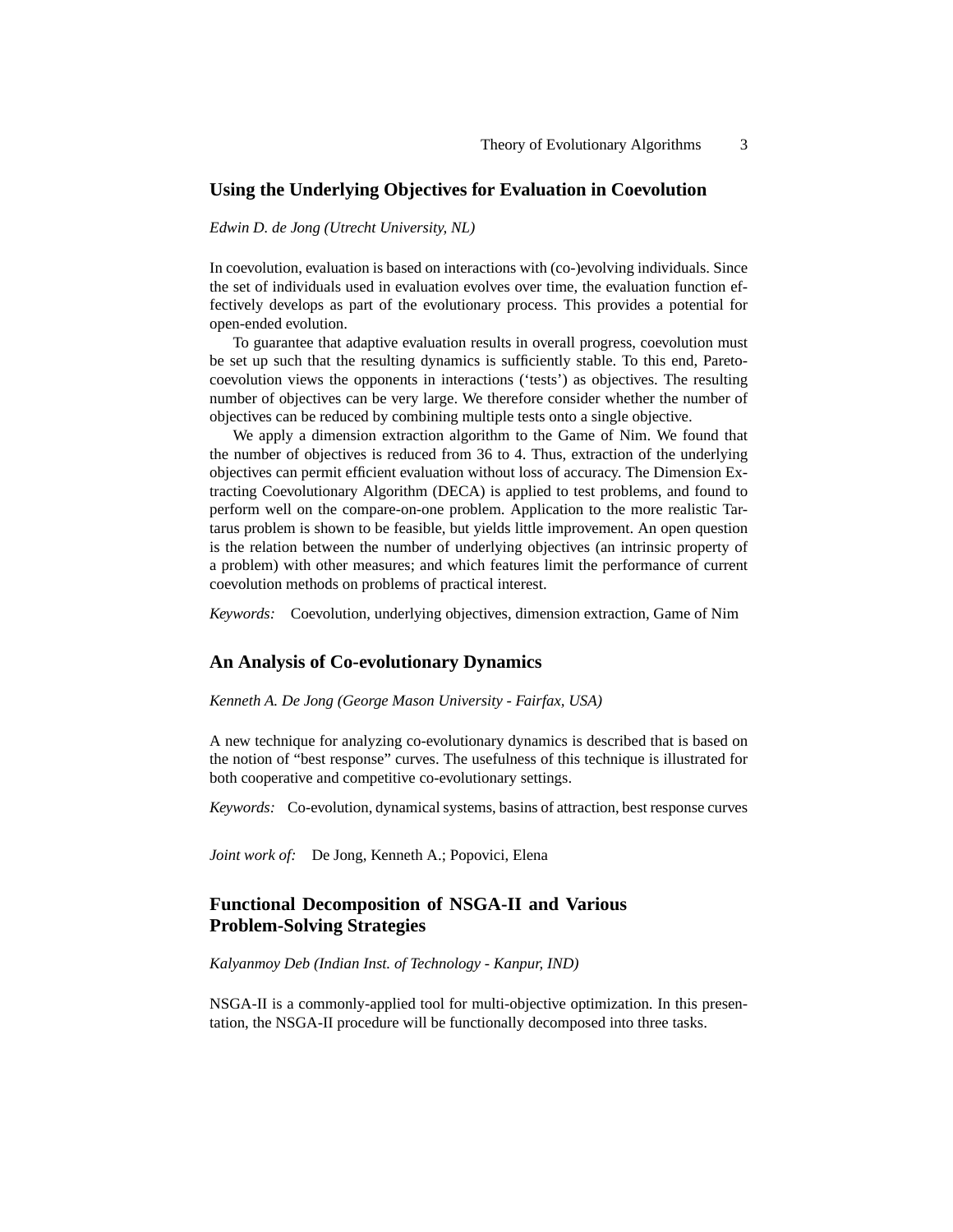## Using the Underlying Objectives for Evaluation in Coevolution

*Edwin D. de Jong (Utrecht University, NL)*

In coevolution, evaluation is based on interactions with (co-)evolving individuals. Since the set of individuals used in evaluation evolves over time, the evaluation function effectively develops as part of the evolutionary process. This provides a potential for open-ended evolution.

To guarantee that adaptive evaluation results in overall progress, coevolution must be set up such that the resulting dynamics is sufficiently stable. To this end, Pareto-coevolution views the opponents in interactions ('tests') as objectives. The resulting number of objectives can be very large. We therefore consider whether the number of objectives can be reduced by combining multiple tests onto a single objective.

We apply a dimension extraction algorithm to the Game of Nim. We found that the number of objectives is reduced from 36 to 4. Thus, extraction of the underlying objectives can permit efficient evaluation without loss of accuracy. The Dimension Extracting Coevolutionary Algorithm (DECA) is applied to test problems, and found to perform well on the compare-on-one problem. Application to the more realistic Tartarus problem is shown to be feasible, but yields little improvement. An open question is the relation between the number of underlying objectives (an intrinsic property of a problem) with other measures; and which features limit the performance of current coevolution methods on problems of practical interest.

*Keywords:* Coevolution, underlying objectives, dimension extraction, Game of Nim

## An Analysis of Co-evolutionary Dynamics

*Kenneth A. De Jong (George Mason University - Fairfax, USA)*

A new technique for analyzing co-evolutionary dynamics is described that is based on the notion of "best response" curves. The usefulness of this technique is illustrated for both cooperative and competitive co-evolutionary settings.

*Keywords:* Co-evolution, dynamical systems, basins of attraction, best response curves

*Joint work of:* De Jong, Kenneth A.; Popovici, Elena

## Functional Decomposition of NSGA-II and Various Problem-Solving Strategies

*Kalyanmoy Deb (Indian Inst. of Technology - Kanpur, IND)*

NSGA-II is a commonly-applied tool for multi-objective optimization. In this presentation, the NSGA-II procedure will be functionally decomposed into three tasks.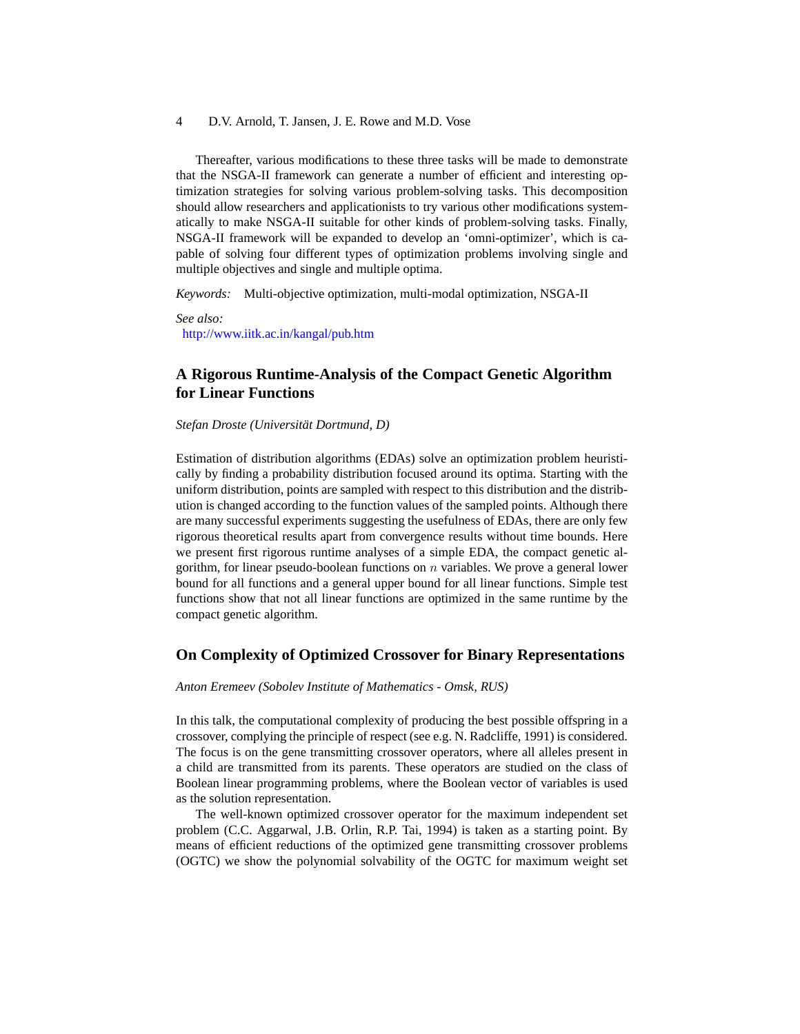Thereafter, various modifications to these three tasks will be made to demonstrate that the NSGA-II framework can generate a number of efficient and interesting optimization strategies for solving various problem-solving tasks. This decomposition should allow researchers and applicationists to try various other modifications systematically to make NSGA-II suitable for other kinds of problem-solving tasks. Finally, NSGA-II framework will be expanded to develop an 'omni-optimizer', which is capable of solving four different types of optimization problems involving single and multiple objectives and single and multiple optima.

*Keywords:* Multi-objective optimization, multi-modal optimization, NSGA-II

*See also:*
http://www.iitk.ac.in/kangal/pub.htm

## A Rigorous Runtime-Analysis of the Compact Genetic Algorithm for Linear Functions

*Stefan Droste (Universität Dortmund, D)*

Estimation of distribution algorithms (EDAs) solve an optimization problem heuristically by finding a probability distribution focused around its optima. Starting with the uniform distribution, points are sampled with respect to this distribution and the distribution is changed according to the function values of the sampled points. Although there are many successful experiments suggesting the usefulness of EDAs, there are only few rigorous theoretical results apart from convergence results without time bounds. Here we present first rigorous runtime analyses of a simple EDA, the compact genetic algorithm, for linear pseudo-boolean functions on $n$ variables. We prove a general lower bound for all functions and a general upper bound for all linear functions. Simple test functions show that not all linear functions are optimized in the same runtime by the compact genetic algorithm.

## On Complexity of Optimized Crossover for Binary Representations

*Anton Eremeev (Sobolev Institute of Mathematics - Omsk, RUS)*

In this talk, the computational complexity of producing the best possible offspring in a crossover, complying the principle of respect (see e.g. N. Radcliffe, 1991) is considered. The focus is on the gene transmitting crossover operators, where all alleles present in a child are transmitted from its parents. These operators are studied on the class of Boolean linear programming problems, where the Boolean vector of variables is used as the solution representation.

The well-known optimized crossover operator for the maximum independent set problem (C.C. Aggarwal, J.B. Orlin, R.P. Tai, 1994) is taken as a starting point. By means of efficient reductions of the optimized gene transmitting crossover problems (OGTC) we show the polynomial solvability of the OGTC for maximum weight set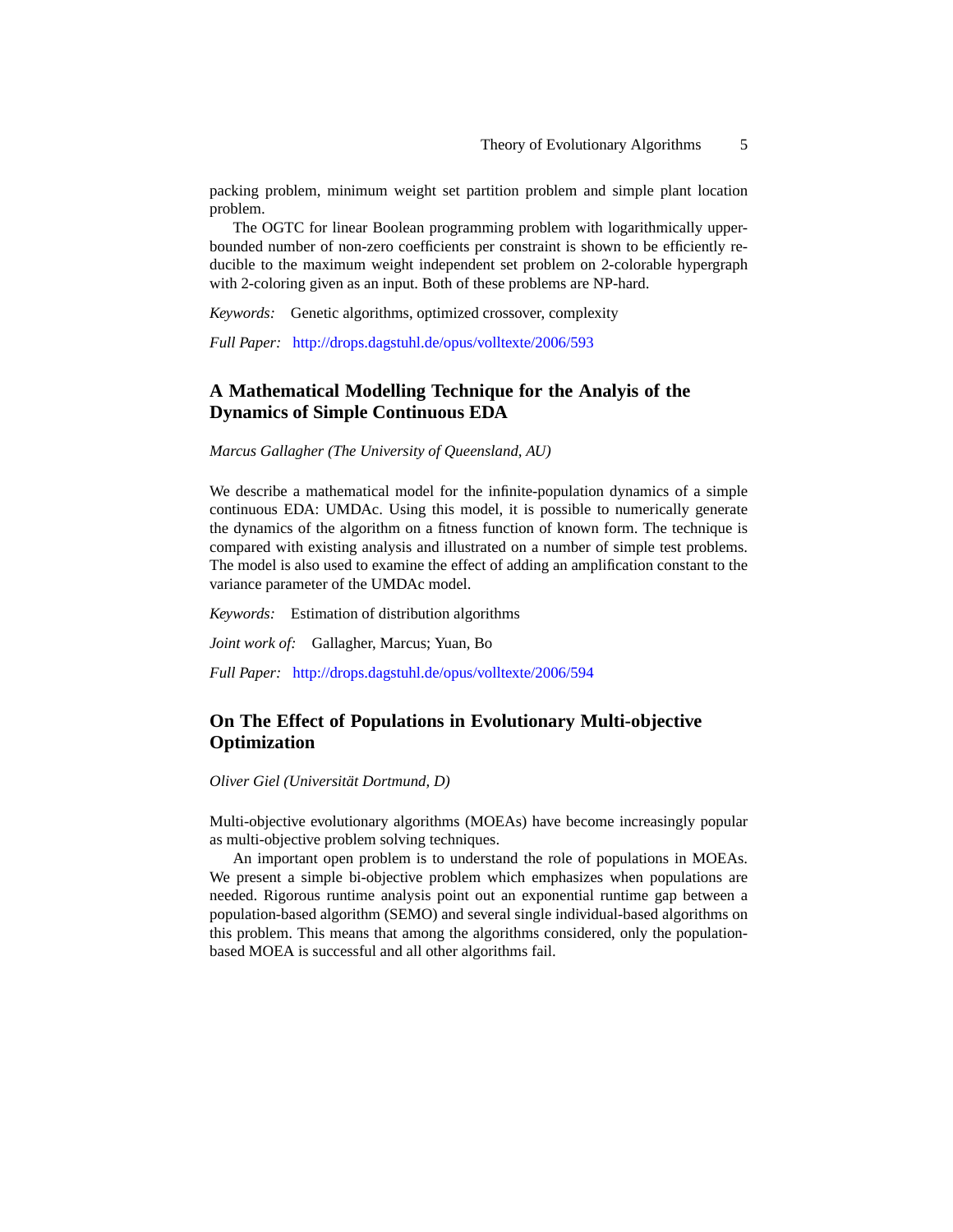packing problem, minimum weight set partition problem and simple plant location problem.

The OGTC for linear Boolean programming problem with logarithmically upper-bounded number of non-zero coefficients per constraint is shown to be efficiently reducible to the maximum weight independent set problem on 2-colorable hypergraph with 2-coloring given as an input. Both of these problems are NP-hard.

*Keywords:* Genetic algorithms, optimized crossover, complexity

*Full Paper:* http://drops.dagstuhl.de/opus/volltexte/2006/593

## A Mathematical Modelling Technique for the Analyis of the Dynamics of Simple Continuous EDA

*Marcus Gallagher (The University of Queensland, AU)*

We describe a mathematical model for the infinite-population dynamics of a simple continuous EDA: UMDAc. Using this model, it is possible to numerically generate the dynamics of the algorithm on a fitness function of known form. The technique is compared with existing analysis and illustrated on a number of simple test problems. The model is also used to examine the effect of adding an amplification constant to the variance parameter of the UMDAc model.

*Keywords:* Estimation of distribution algorithms

*Joint work of:* Gallagher, Marcus; Yuan, Bo

*Full Paper:* http://drops.dagstuhl.de/opus/volltexte/2006/594

## On The Effect of Populations in Evolutionary Multi-objective Optimization

*Oliver Giel (Universität Dortmund, D)*

Multi-objective evolutionary algorithms (MOEAs) have become increasingly popular as multi-objective problem solving techniques.

An important open problem is to understand the role of populations in MOEAs. We present a simple bi-objective problem which emphasizes when populations are needed. Rigorous runtime analysis point out an exponential runtime gap between a population-based algorithm (SEMO) and several single individual-based algorithms on this problem. This means that among the algorithms considered, only the population-based MOEA is successful and all other algorithms fail.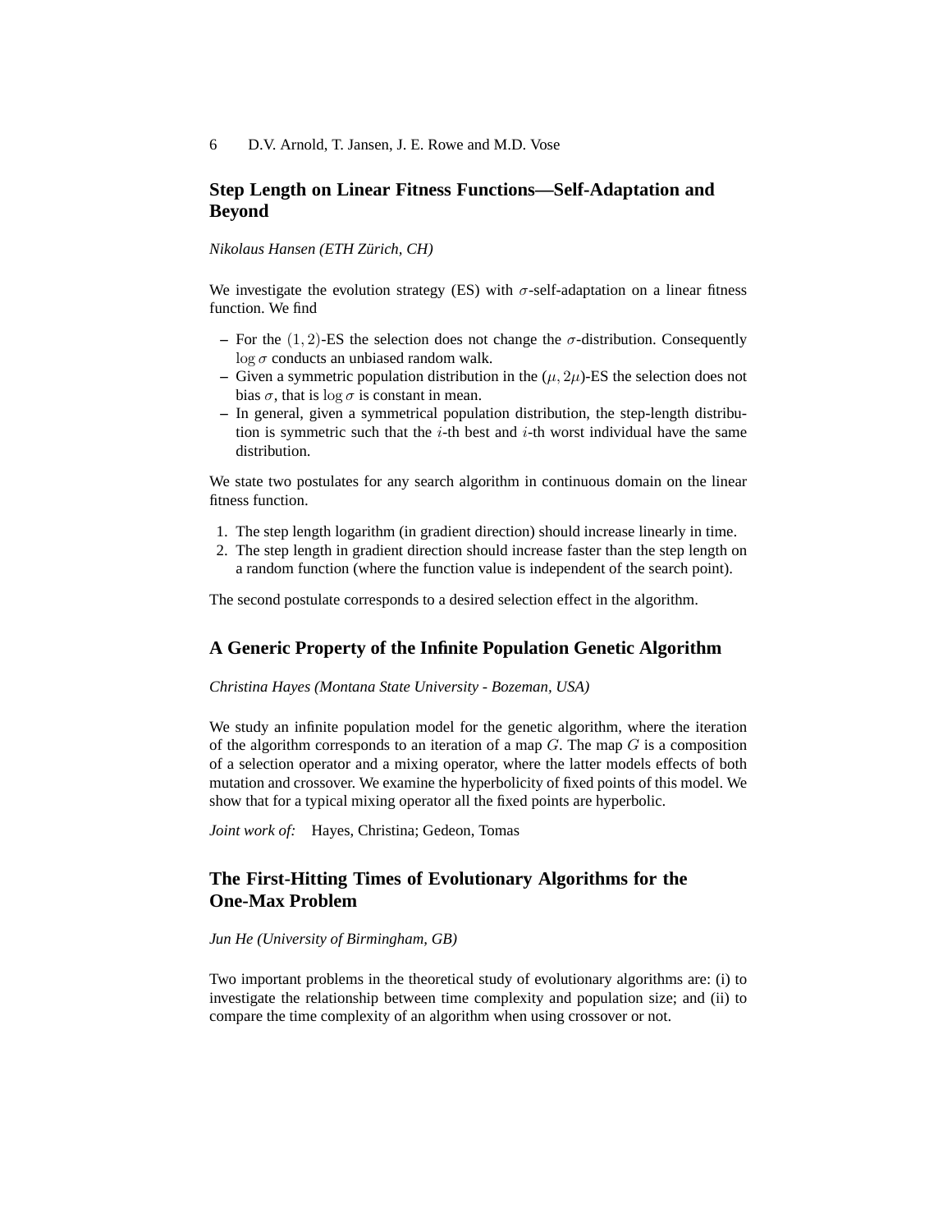## Step Length on Linear Fitness Functions—Self-Adaptation and Beyond

*Nikolaus Hansen (ETH Zürich, CH)*

We investigate the evolution strategy (ES) with $\sigma$-self-adaptation on a linear fitness function. We find

- For the $(1, 2)$-ES the selection does not change the $\sigma$-distribution. Consequently $\log \sigma$ conducts an unbiased random walk.
- Given a symmetric population distribution in the ($\mu, 2\mu$)-ES the selection does not bias $\sigma$, that is $\log \sigma$ is constant in mean.
- In general, given a symmetrical population distribution, the step-length distribution is symmetric such that the $i$-th best and $i$-th worst individual have the same distribution.

We state two postulates for any search algorithm in continuous domain on the linear fitness function.

1. The step length logarithm (in gradient direction) should increase linearly in time.
2. The step length in gradient direction should increase faster than the step length on a random function (where the function value is independent of the search point).

The second postulate corresponds to a desired selection effect in the algorithm.

## A Generic Property of the Infinite Population Genetic Algorithm

*Christina Hayes (Montana State University - Bozeman, USA)*

We study an infinite population model for the genetic algorithm, where the iteration of the algorithm corresponds to an iteration of a map $G$. The map $G$ is a composition of a selection operator and a mixing operator, where the latter models effects of both mutation and crossover. We examine the hyperbolicity of fixed points of this model. We show that for a typical mixing operator all the fixed points are hyperbolic.

*Joint work of:* Hayes, Christina; Gedeon, Tomas

## The First-Hitting Times of Evolutionary Algorithms for the One-Max Problem

*Jun He (University of Birmingham, GB)*

Two important problems in the theoretical study of evolutionary algorithms are: (i) to investigate the relationship between time complexity and population size; and (ii) to compare the time complexity of an algorithm when using crossover or not.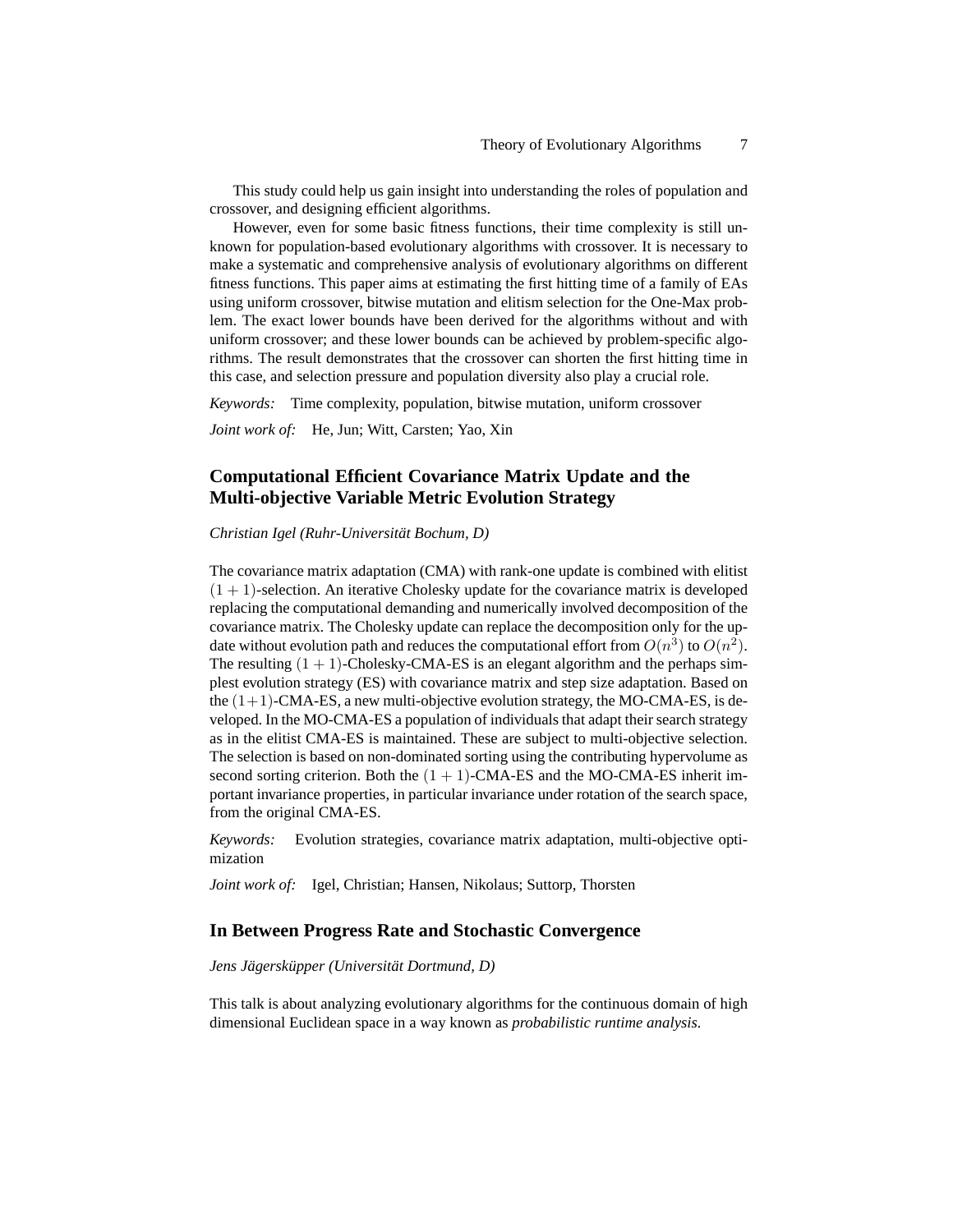This study could help us gain insight into understanding the roles of population and crossover, and designing efficient algorithms.

However, even for some basic fitness functions, their time complexity is still unknown for population-based evolutionary algorithms with crossover. It is necessary to make a systematic and comprehensive analysis of evolutionary algorithms on different fitness functions. This paper aims at estimating the first hitting time of a family of EAs using uniform crossover, bitwise mutation and elitism selection for the One-Max problem. The exact lower bounds have been derived for the algorithms without and with uniform crossover; and these lower bounds can be achieved by problem-specific algorithms. The result demonstrates that the crossover can shorten the first hitting time in this case, and selection pressure and population diversity also play a crucial role.

*Keywords:* Time complexity, population, bitwise mutation, uniform crossover

*Joint work of:* He, Jun; Witt, Carsten; Yao, Xin

## Computational Efficient Covariance Matrix Update and the Multi-objective Variable Metric Evolution Strategy

*Christian Igel (Ruhr-Universität Bochum, D)*

The covariance matrix adaptation (CMA) with rank-one update is combined with elitist $(1+1)$-selection. An iterative Cholesky update for the covariance matrix is developed replacing the computational demanding and numerically involved decomposition of the covariance matrix. The Cholesky update can replace the decomposition only for the update without evolution path and reduces the computational effort from $O(n^3)$ to $O(n^2)$. The resulting $(1+1)$-Cholesky-CMA-ES is an elegant algorithm and the perhaps simplest evolution strategy (ES) with covariance matrix and step size adaptation. Based on the $(1+1)$-CMA-ES, a new multi-objective evolution strategy, the MO-CMA-ES, is developed. In the MO-CMA-ES a population of individuals that adapt their search strategy as in the elitist CMA-ES is maintained. These are subject to multi-objective selection. The selection is based on non-dominated sorting using the contributing hypervolume as second sorting criterion. Both the $(1+1)$-CMA-ES and the MO-CMA-ES inherit important invariance properties, in particular invariance under rotation of the search space, from the original CMA-ES.

*Keywords:* Evolution strategies, covariance matrix adaptation, multi-objective optimization

*Joint work of:* Igel, Christian; Hansen, Nikolaus; Suttorp, Thorsten

## In Between Progress Rate and Stochastic Convergence

*Jens Jägersküpper (Universität Dortmund, D)*

This talk is about analyzing evolutionary algorithms for the continuous domain of high dimensional Euclidean space in a way known as *probabilistic runtime analysis*.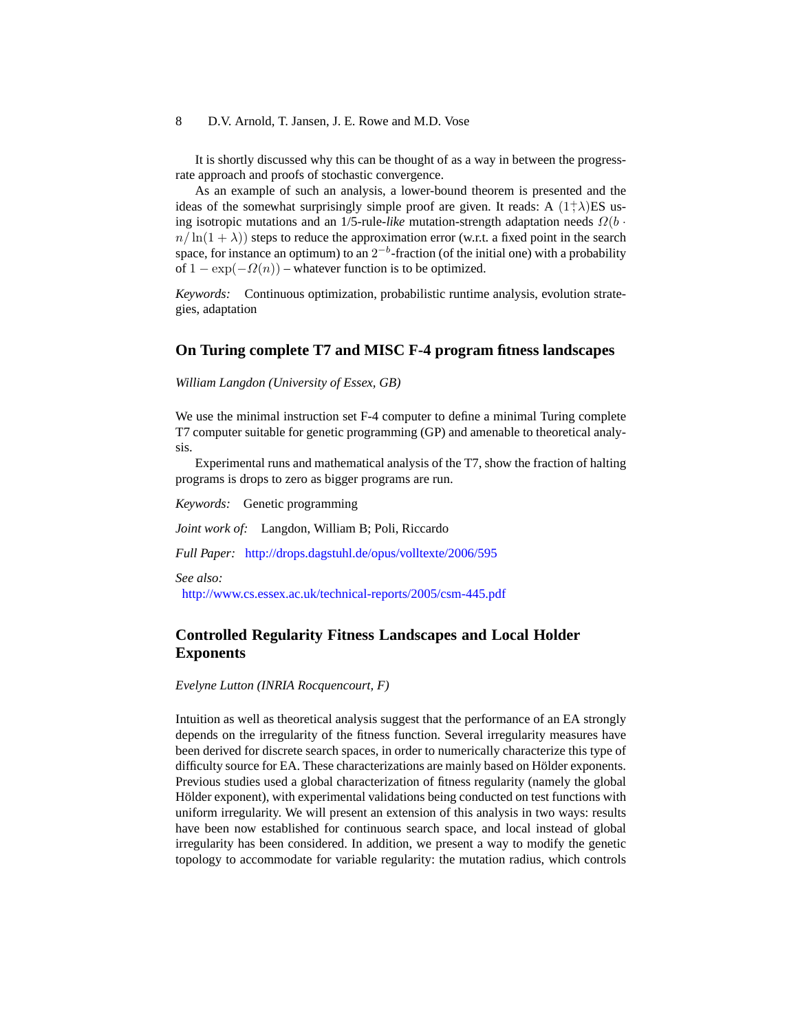It is shortly discussed why this can be thought of as a way in between the progress-rate approach and proofs of stochastic convergence.

As an example of such an analysis, a lower-bound theorem is presented and the ideas of the somewhat surprisingly simple proof are given. It reads: A $(1 \dagger \lambda)$ES using isotropic mutations and an 1/5-rule-*like* mutation-strength adaptation needs $\Omega(b \cdot n/\ln(1+\lambda))$ steps to reduce the approximation error (w.r.t. a fixed point in the search space, for instance an optimum) to an $2^{-b}$-fraction (of the initial one) with a probability of $1 - \exp(-\Omega(n))$ – whatever function is to be optimized.

*Keywords:* Continuous optimization, probabilistic runtime analysis, evolution strategies, adaptation

## On Turing complete T7 and MISC F-4 program fitness landscapes

*William Langdon (University of Essex, GB)*

We use the minimal instruction set F-4 computer to define a minimal Turing complete T7 computer suitable for genetic programming (GP) and amenable to theoretical analysis.

Experimental runs and mathematical analysis of the T7, show the fraction of halting programs is drops to zero as bigger programs are run.

*Keywords:* Genetic programming

*Joint work of:* Langdon, William B; Poli, Riccardo

*Full Paper:* http://drops.dagstuhl.de/opus/volltexte/2006/595

*See also:*
http://www.cs.essex.ac.uk/technical-reports/2005/csm-445.pdf

## Controlled Regularity Fitness Landscapes and Local Holder Exponents

*Evelyne Lutton (INRIA Rocquencourt, F)*

Intuition as well as theoretical analysis suggest that the performance of an EA strongly depends on the irregularity of the fitness function. Several irregularity measures have been derived for discrete search spaces, in order to numerically characterize this type of difficulty source for EA. These characterizations are mainly based on Hölder exponents. Previous studies used a global characterization of fitness regularity (namely the global Hölder exponent), with experimental validations being conducted on test functions with uniform irregularity. We will present an extension of this analysis in two ways: results have been now established for continuous search space, and local instead of global irregularity has been considered. In addition, we present a way to modify the genetic topology to accommodate for variable regularity: the mutation radius, which controls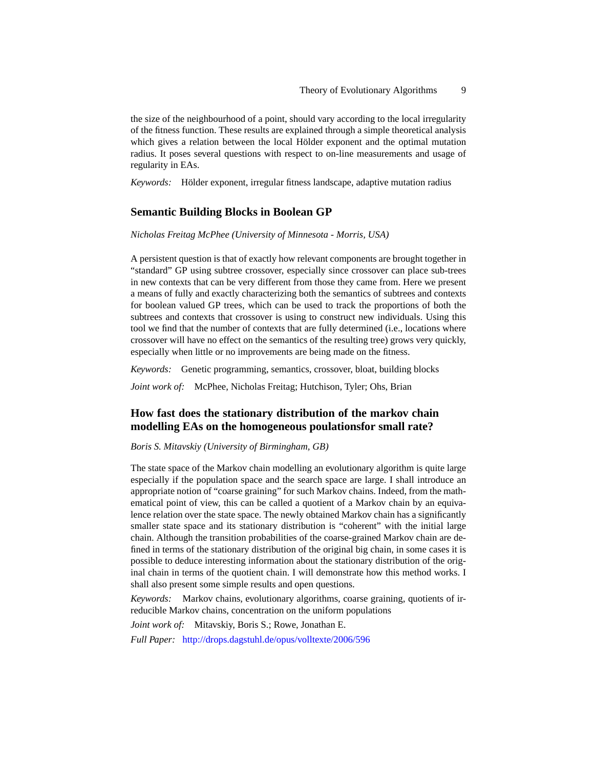the size of the neighbourhood of a point, should vary according to the local irregularity of the fitness function. These results are explained through a simple theoretical analysis which gives a relation between the local Hölder exponent and the optimal mutation radius. It poses several questions with respect to on-line measurements and usage of regularity in EAs.

*Keywords:* Hölder exponent, irregular fitness landscape, adaptive mutation radius

## Semantic Building Blocks in Boolean GP

*Nicholas Freitag McPhee (University of Minnesota - Morris, USA)*

A persistent question is that of exactly how relevant components are brought together in "standard" GP using subtree crossover, especially since crossover can place sub-trees in new contexts that can be very different from those they came from. Here we present a means of fully and exactly characterizing both the semantics of subtrees and contexts for boolean valued GP trees, which can be used to track the proportions of both the subtrees and contexts that crossover is using to construct new individuals. Using this tool we find that the number of contexts that are fully determined (i.e., locations where crossover will have no effect on the semantics of the resulting tree) grows very quickly, especially when little or no improvements are being made on the fitness.

*Keywords:* Genetic programming, semantics, crossover, bloat, building blocks

*Joint work of:* McPhee, Nicholas Freitag; Hutchison, Tyler; Ohs, Brian

## How fast does the stationary distribution of the markov chain modelling EAs on the homogeneous poulationsfor small rate?

*Boris S. Mitavskiy (University of Birmingham, GB)*

The state space of the Markov chain modelling an evolutionary algorithm is quite large especially if the population space and the search space are large. I shall introduce an appropriate notion of "coarse graining" for such Markov chains. Indeed, from the mathematical point of view, this can be called a quotient of a Markov chain by an equivalence relation over the state space. The newly obtained Markov chain has a significantly smaller state space and its stationary distribution is "coherent" with the initial large chain. Although the transition probabilities of the coarse-grained Markov chain are defined in terms of the stationary distribution of the original big chain, in some cases it is possible to deduce interesting information about the stationary distribution of the original chain in terms of the quotient chain. I will demonstrate how this method works. I shall also present some simple results and open questions.

*Keywords:* Markov chains, evolutionary algorithms, coarse graining, quotients of irreducible Markov chains, concentration on the uniform populations

*Joint work of:* Mitavskiy, Boris S.; Rowe, Jonathan E.

*Full Paper:* http://drops.dagstuhl.de/opus/volltexte/2006/596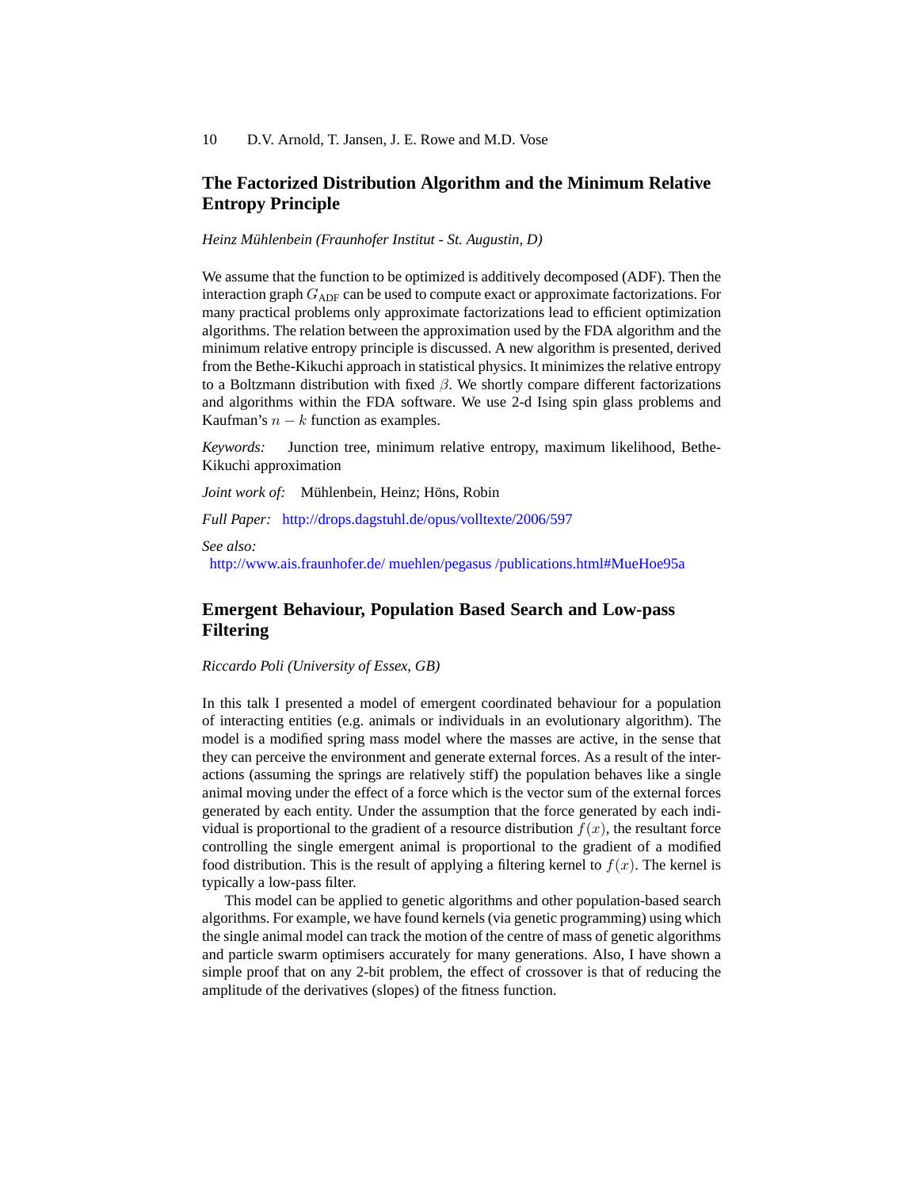## The Factorized Distribution Algorithm and the Minimum Relative Entropy Principle

*Heinz Mühlenbein (Fraunhofer Institut - St. Augustin, D)*

We assume that the function to be optimized is additively decomposed (ADF). Then the interaction graph $G_{\text{ADF}}$ can be used to compute exact or approximate factorizations. For many practical problems only approximate factorizations lead to efficient optimization algorithms. The relation between the approximation used by the FDA algorithm and the minimum relative entropy principle is discussed. A new algorithm is presented, derived from the Bethe-Kikuchi approach in statistical physics. It minimizes the relative entropy to a Boltzmann distribution with fixed $\beta$. We shortly compare different factorizations and algorithms within the FDA software. We use 2-d Ising spin glass problems and Kaufman's $n - k$ function as examples.

*Keywords:* Junction tree, minimum relative entropy, maximum likelihood, Bethe-Kikuchi approximation

*Joint work of:* Mühlenbein, Heinz; Höns, Robin

*Full Paper:* http://drops.dagstuhl.de/opus/volltexte/2006/597

*See also:*
http://www.ais.fraunhofer.de/ muehlen/pegasus /publications.html#MueHoe95a

## Emergent Behaviour, Population Based Search and Low-pass Filtering

*Riccardo Poli (University of Essex, GB)*

In this talk I presented a model of emergent coordinated behaviour for a population of interacting entities (e.g. animals or individuals in an evolutionary algorithm). The model is a modified spring mass model where the masses are active, in the sense that they can perceive the environment and generate external forces. As a result of the interactions (assuming the springs are relatively stiff) the population behaves like a single animal moving under the effect of a force which is the vector sum of the external forces generated by each entity. Under the assumption that the force generated by each individual is proportional to the gradient of a resource distribution $f(x)$, the resultant force controlling the single emergent animal is proportional to the gradient of a modified food distribution. This is the result of applying a filtering kernel to $f(x)$. The kernel is typically a low-pass filter.

This model can be applied to genetic algorithms and other population-based search algorithms. For example, we have found kernels (via genetic programming) using which the single animal model can track the motion of the centre of mass of genetic algorithms and particle swarm optimisers accurately for many generations. Also, I have shown a simple proof that on any 2-bit problem, the effect of crossover is that of reducing the amplitude of the derivatives (slopes) of the fitness function.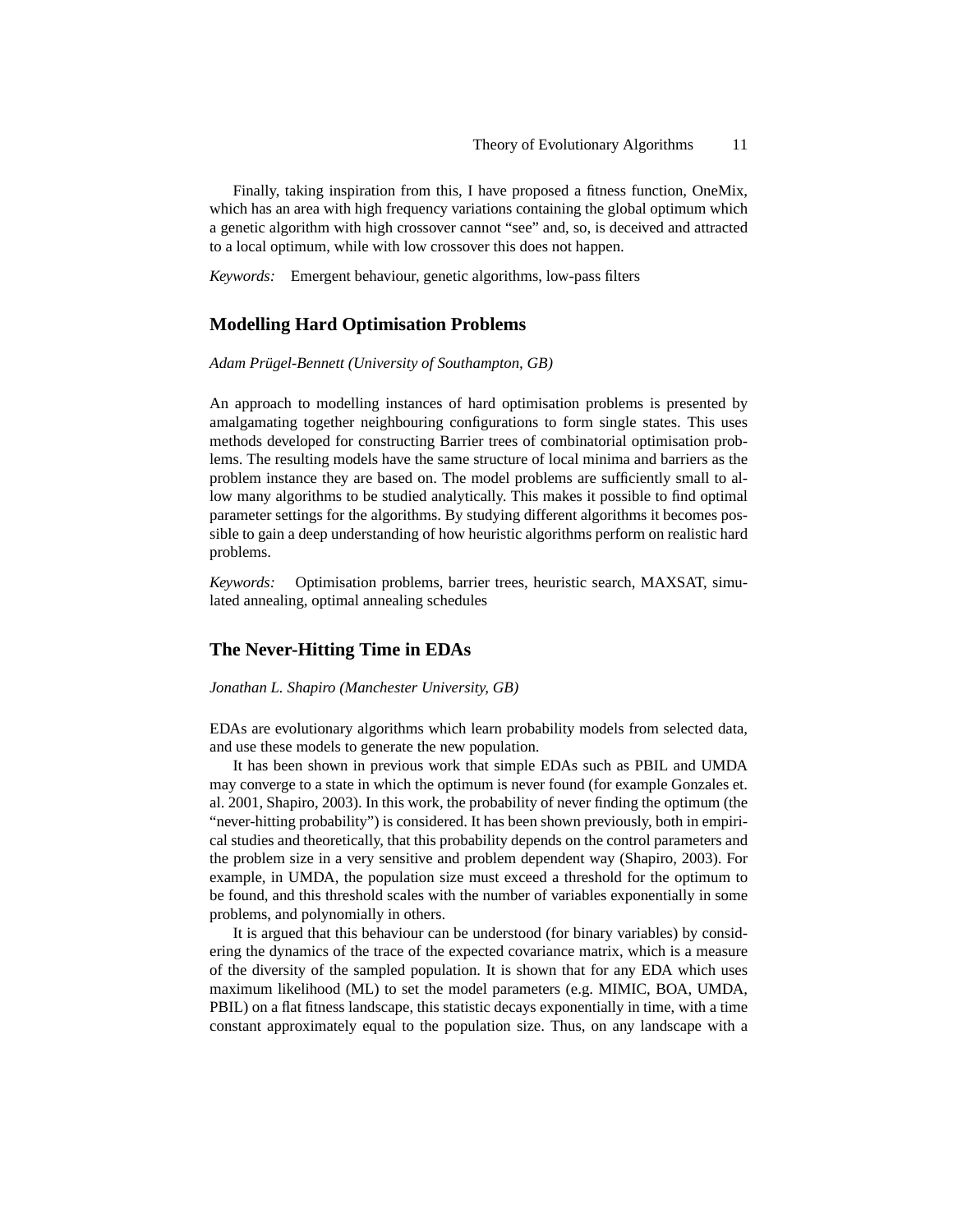Finally, taking inspiration from this, I have proposed a fitness function, OneMix, which has an area with high frequency variations containing the global optimum which a genetic algorithm with high crossover cannot "see" and, so, is deceived and attracted to a local optimum, while with low crossover this does not happen.

*Keywords:* Emergent behaviour, genetic algorithms, low-pass filters

## Modelling Hard Optimisation Problems

*Adam Prügel-Bennett (University of Southampton, GB)*

An approach to modelling instances of hard optimisation problems is presented by amalgamating together neighbouring configurations to form single states. This uses methods developed for constructing Barrier trees of combinatorial optimisation problems. The resulting models have the same structure of local minima and barriers as the problem instance they are based on. The model problems are sufficiently small to allow many algorithms to be studied analytically. This makes it possible to find optimal parameter settings for the algorithms. By studying different algorithms it becomes possible to gain a deep understanding of how heuristic algorithms perform on realistic hard problems.

*Keywords:* Optimisation problems, barrier trees, heuristic search, MAXSAT, simulated annealing, optimal annealing schedules

## The Never-Hitting Time in EDAs

*Jonathan L. Shapiro (Manchester University, GB)*

EDAs are evolutionary algorithms which learn probability models from selected data, and use these models to generate the new population.

It has been shown in previous work that simple EDAs such as PBIL and UMDA may converge to a state in which the optimum is never found (for example Gonzales et. al. 2001, Shapiro, 2003). In this work, the probability of never finding the optimum (the "never-hitting probability") is considered. It has been shown previously, both in empirical studies and theoretically, that this probability depends on the control parameters and the problem size in a very sensitive and problem dependent way (Shapiro, 2003). For example, in UMDA, the population size must exceed a threshold for the optimum to be found, and this threshold scales with the number of variables exponentially in some problems, and polynomially in others.

It is argued that this behaviour can be understood (for binary variables) by considering the dynamics of the trace of the expected covariance matrix, which is a measure of the diversity of the sampled population. It is shown that for any EDA which uses maximum likelihood (ML) to set the model parameters (e.g. MIMIC, BOA, UMDA, PBIL) on a flat fitness landscape, this statistic decays exponentially in time, with a time constant approximately equal to the population size. Thus, on any landscape with a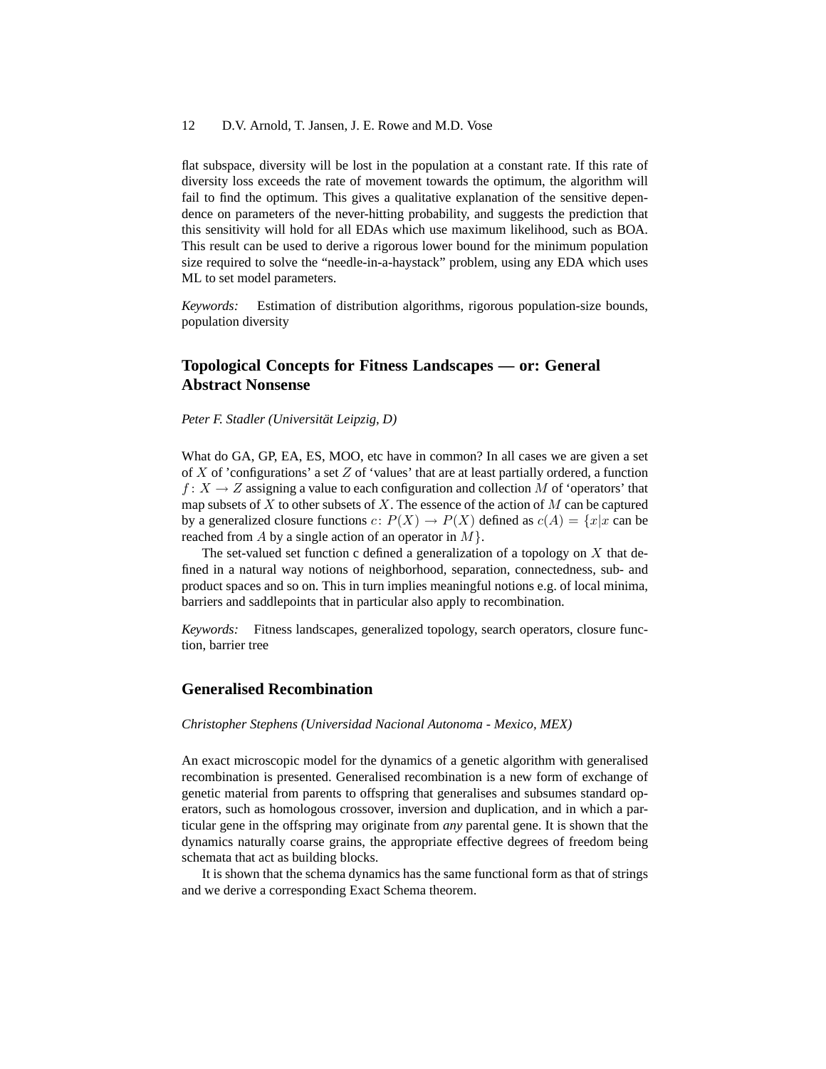flat subspace, diversity will be lost in the population at a constant rate. If this rate of diversity loss exceeds the rate of movement towards the optimum, the algorithm will fail to find the optimum. This gives a qualitative explanation of the sensitive dependence on parameters of the never-hitting probability, and suggests the prediction that this sensitivity will hold for all EDAs which use maximum likelihood, such as BOA. This result can be used to derive a rigorous lower bound for the minimum population size required to solve the "needle-in-a-haystack" problem, using any EDA which uses ML to set model parameters.

*Keywords:* Estimation of distribution algorithms, rigorous population-size bounds, population diversity

## Topological Concepts for Fitness Landscapes — or: General Abstract Nonsense

*Peter F. Stadler (Universität Leipzig, D)*

What do GA, GP, EA, ES, MOO, etc have in common? In all cases we are given a set of $X$ of 'configurations' a set $Z$ of 'values' that are at least partially ordered, a function $f\colon X \to Z$ assigning a value to each configuration and collection $M$ of 'operators' that map subsets of $X$ to other subsets of $X$. The essence of the action of $M$ can be captured by a generalized closure functions $c\colon P(X) \to P(X)$ defined as $c(A) = \{x|x$ can be reached from $A$ by a single action of an operator in $M\}$.

The set-valued set function c defined a generalization of a topology on $X$ that defined in a natural way notions of neighborhood, separation, connectedness, sub- and product spaces and so on. This in turn implies meaningful notions e.g. of local minima, barriers and saddlepoints that in particular also apply to recombination.

*Keywords:* Fitness landscapes, generalized topology, search operators, closure function, barrier tree

## Generalised Recombination

*Christopher Stephens (Universidad Nacional Autonoma - Mexico, MEX)*

An exact microscopic model for the dynamics of a genetic algorithm with generalised recombination is presented. Generalised recombination is a new form of exchange of genetic material from parents to offspring that generalises and subsumes standard operators, such as homologous crossover, inversion and duplication, and in which a particular gene in the offspring may originate from *any* parental gene. It is shown that the dynamics naturally coarse grains, the appropriate effective degrees of freedom being schemata that act as building blocks.

It is shown that the schema dynamics has the same functional form as that of strings and we derive a corresponding Exact Schema theorem.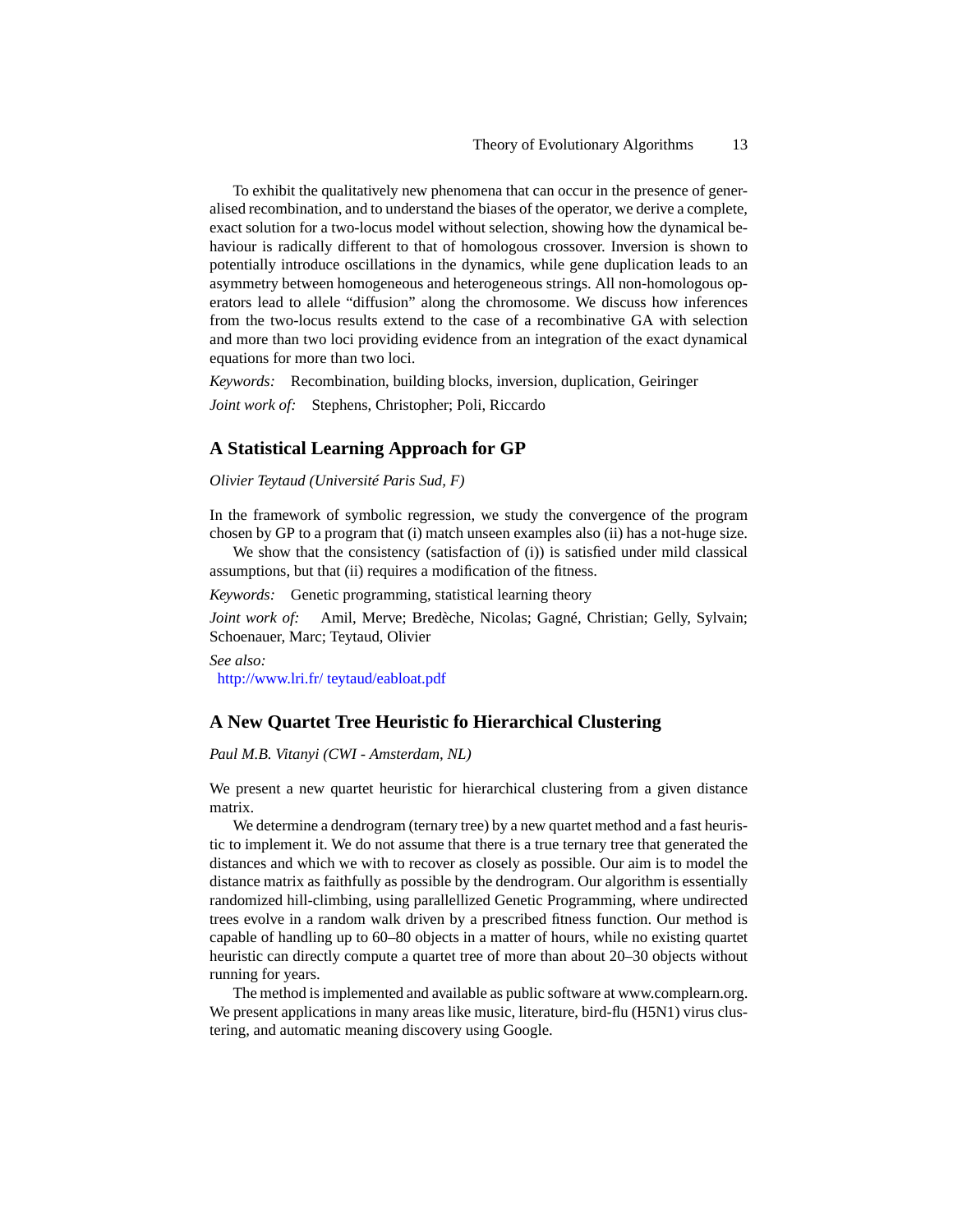To exhibit the qualitatively new phenomena that can occur in the presence of generalised recombination, and to understand the biases of the operator, we derive a complete, exact solution for a two-locus model without selection, showing how the dynamical behaviour is radically different to that of homologous crossover. Inversion is shown to potentially introduce oscillations in the dynamics, while gene duplication leads to an asymmetry between homogeneous and heterogeneous strings. All non-homologous operators lead to allele "diffusion" along the chromosome. We discuss how inferences from the two-locus results extend to the case of a recombinative GA with selection and more than two loci providing evidence from an integration of the exact dynamical equations for more than two loci.

*Keywords:* Recombination, building blocks, inversion, duplication, Geiringer

*Joint work of:* Stephens, Christopher; Poli, Riccardo

## A Statistical Learning Approach for GP

*Olivier Teytaud (Université Paris Sud, F)*

In the framework of symbolic regression, we study the convergence of the program chosen by GP to a program that (i) match unseen examples also (ii) has a not-huge size.

We show that the consistency (satisfaction of (i)) is satisfied under mild classical assumptions, but that (ii) requires a modification of the fitness.

*Keywords:* Genetic programming, statistical learning theory

*Joint work of:* Amil, Merve; Bredèche, Nicolas; Gagné, Christian; Gelly, Sylvain; Schoenauer, Marc; Teytaud, Olivier

*See also:*
http://www.lri.fr/ teytaud/eabloat.pdf

## A New Quartet Tree Heuristic fo Hierarchical Clustering

*Paul M.B. Vitanyi (CWI - Amsterdam, NL)*

We present a new quartet heuristic for hierarchical clustering from a given distance matrix.

We determine a dendrogram (ternary tree) by a new quartet method and a fast heuristic to implement it. We do not assume that there is a true ternary tree that generated the distances and which we with to recover as closely as possible. Our aim is to model the distance matrix as faithfully as possible by the dendrogram. Our algorithm is essentially randomized hill-climbing, using parallellized Genetic Programming, where undirected trees evolve in a random walk driven by a prescribed fitness function. Our method is capable of handling up to 60–80 objects in a matter of hours, while no existing quartet heuristic can directly compute a quartet tree of more than about 20–30 objects without running for years.

The method is implemented and available as public software at www.complearn.org. We present applications in many areas like music, literature, bird-flu (H5N1) virus clustering, and automatic meaning discovery using Google.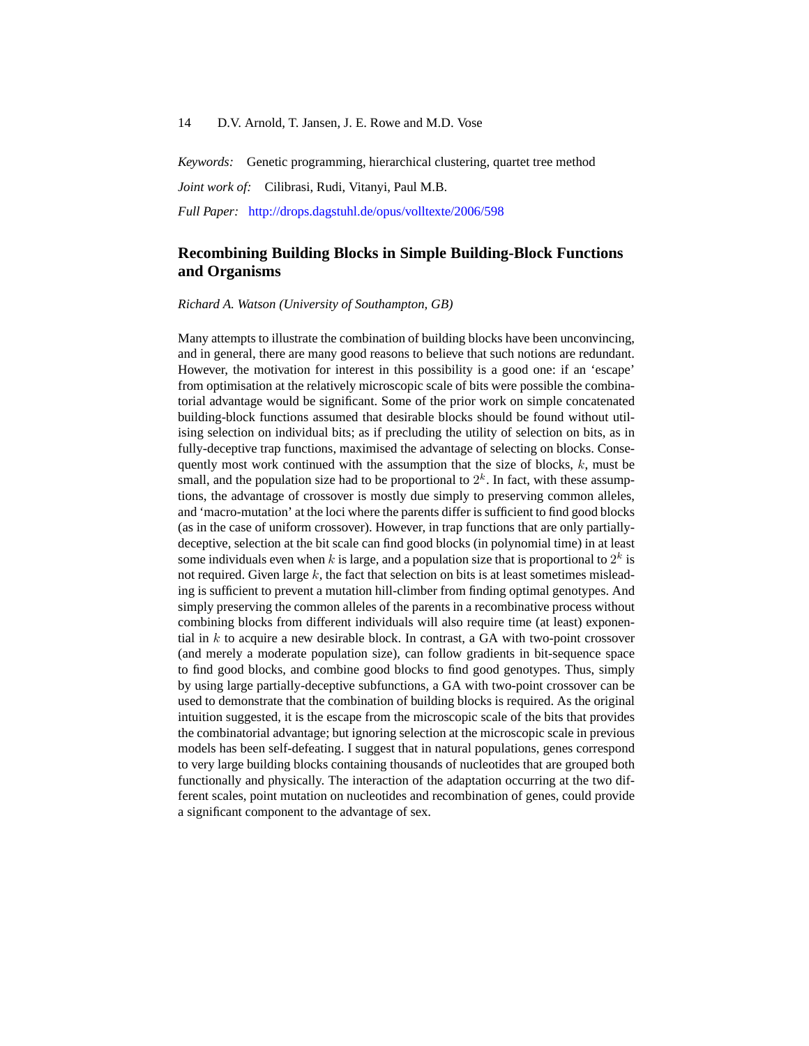*Keywords:* Genetic programming, hierarchical clustering, quartet tree method

*Joint work of:* Cilibrasi, Rudi, Vitanyi, Paul M.B.

*Full Paper:* http://drops.dagstuhl.de/opus/volltexte/2006/598

## Recombining Building Blocks in Simple Building-Block Functions and Organisms

*Richard A. Watson (University of Southampton, GB)*

Many attempts to illustrate the combination of building blocks have been unconvincing, and in general, there are many good reasons to believe that such notions are redundant. However, the motivation for interest in this possibility is a good one: if an 'escape' from optimisation at the relatively microscopic scale of bits were possible the combinatorial advantage would be significant. Some of the prior work on simple concatenated building-block functions assumed that desirable blocks should be found without utilising selection on individual bits; as if precluding the utility of selection on bits, as in fully-deceptive trap functions, maximised the advantage of selecting on blocks. Consequently most work continued with the assumption that the size of blocks, $k$, must be small, and the population size had to be proportional to $2^k$. In fact, with these assumptions, the advantage of crossover is mostly due simply to preserving common alleles, and 'macro-mutation' at the loci where the parents differ is sufficient to find good blocks (as in the case of uniform crossover). However, in trap functions that are only partially-deceptive, selection at the bit scale can find good blocks (in polynomial time) in at least some individuals even when $k$ is large, and a population size that is proportional to $2^k$ is not required. Given large $k$, the fact that selection on bits is at least sometimes misleading is sufficient to prevent a mutation hill-climber from finding optimal genotypes. And simply preserving the common alleles of the parents in a recombinative process without combining blocks from different individuals will also require time (at least) exponential in $k$ to acquire a new desirable block. In contrast, a GA with two-point crossover (and merely a moderate population size), can follow gradients in bit-sequence space to find good blocks, and combine good blocks to find good genotypes. Thus, simply by using large partially-deceptive subfunctions, a GA with two-point crossover can be used to demonstrate that the combination of building blocks is required. As the original intuition suggested, it is the escape from the microscopic scale of the bits that provides the combinatorial advantage; but ignoring selection at the microscopic scale in previous models has been self-defeating. I suggest that in natural populations, genes correspond to very large building blocks containing thousands of nucleotides that are grouped both functionally and physically. The interaction of the adaptation occurring at the two different scales, point mutation on nucleotides and recombination of genes, could provide a significant component to the advantage of sex.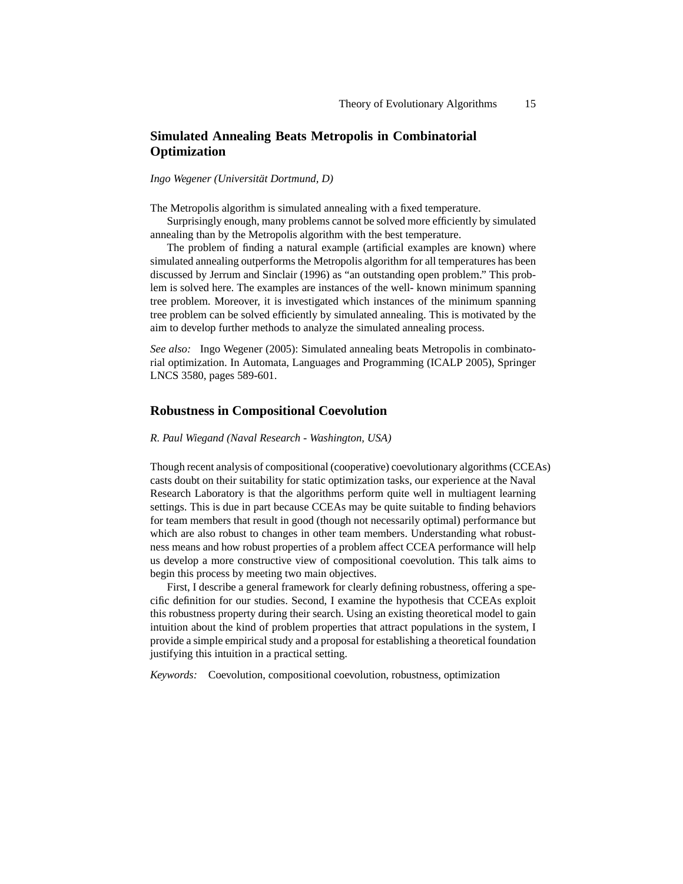## Simulated Annealing Beats Metropolis in Combinatorial Optimization

*Ingo Wegener (Universität Dortmund, D)*

The Metropolis algorithm is simulated annealing with a fixed temperature.

Surprisingly enough, many problems cannot be solved more efficiently by simulated annealing than by the Metropolis algorithm with the best temperature.

The problem of finding a natural example (artificial examples are known) where simulated annealing outperforms the Metropolis algorithm for all temperatures has been discussed by Jerrum and Sinclair (1996) as "an outstanding open problem." This problem is solved here. The examples are instances of the well- known minimum spanning tree problem. Moreover, it is investigated which instances of the minimum spanning tree problem can be solved efficiently by simulated annealing. This is motivated by the aim to develop further methods to analyze the simulated annealing process.

*See also:* Ingo Wegener (2005): Simulated annealing beats Metropolis in combinatorial optimization. In Automata, Languages and Programming (ICALP 2005), Springer LNCS 3580, pages 589-601.

## Robustness in Compositional Coevolution

*R. Paul Wiegand (Naval Research - Washington, USA)*

Though recent analysis of compositional (cooperative) coevolutionary algorithms (CCEAs) casts doubt on their suitability for static optimization tasks, our experience at the Naval Research Laboratory is that the algorithms perform quite well in multiagent learning settings. This is due in part because CCEAs may be quite suitable to finding behaviors for team members that result in good (though not necessarily optimal) performance but which are also robust to changes in other team members. Understanding what robustness means and how robust properties of a problem affect CCEA performance will help us develop a more constructive view of compositional coevolution. This talk aims to begin this process by meeting two main objectives.

First, I describe a general framework for clearly defining robustness, offering a specific definition for our studies. Second, I examine the hypothesis that CCEAs exploit this robustness property during their search. Using an existing theoretical model to gain intuition about the kind of problem properties that attract populations in the system, I provide a simple empirical study and a proposal for establishing a theoretical foundation justifying this intuition in a practical setting.

*Keywords:* Coevolution, compositional coevolution, robustness, optimization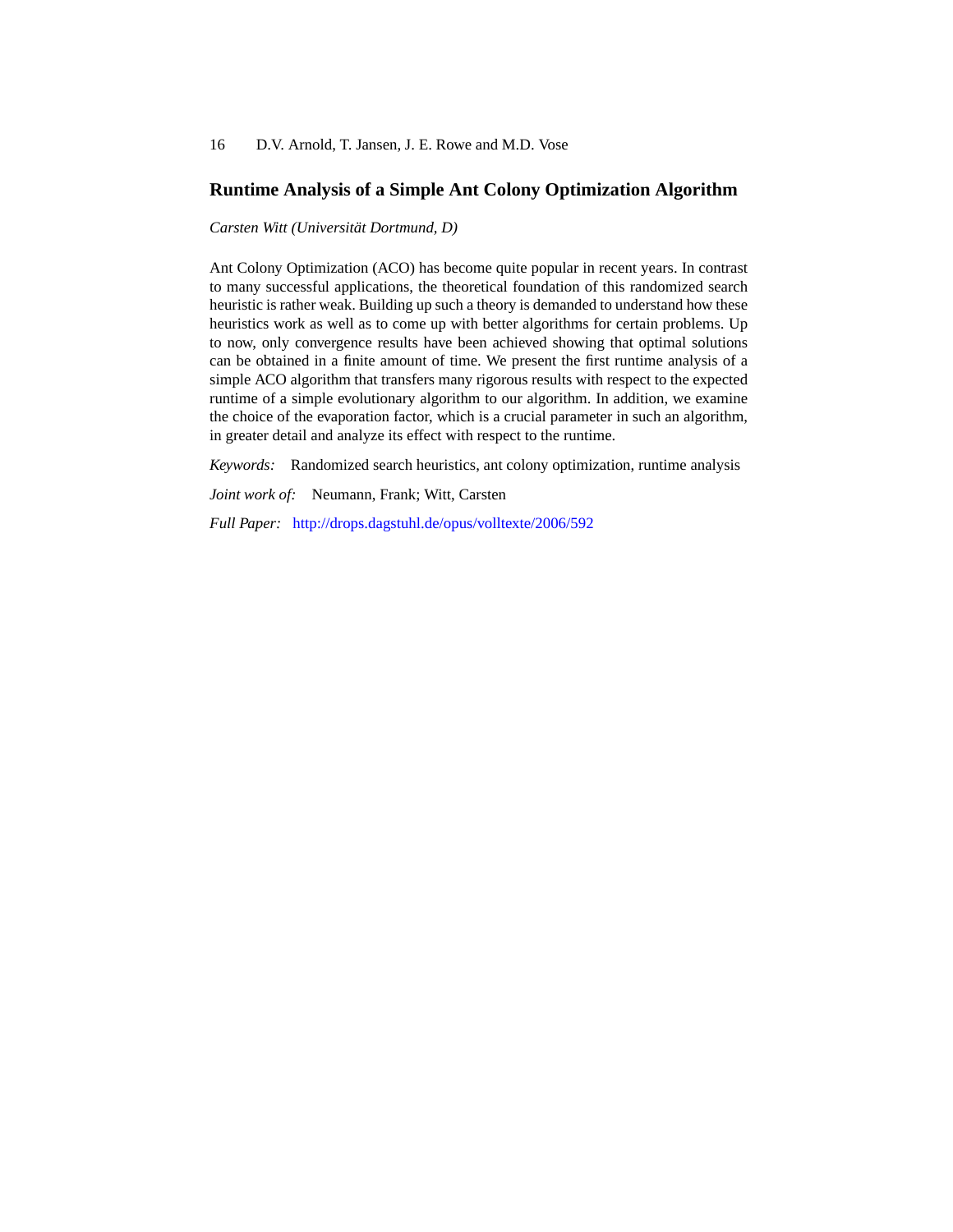## Runtime Analysis of a Simple Ant Colony Optimization Algorithm

*Carsten Witt (Universität Dortmund, D)*

Ant Colony Optimization (ACO) has become quite popular in recent years. In contrast to many successful applications, the theoretical foundation of this randomized search heuristic is rather weak. Building up such a theory is demanded to understand how these heuristics work as well as to come up with better algorithms for certain problems. Up to now, only convergence results have been achieved showing that optimal solutions can be obtained in a finite amount of time. We present the first runtime analysis of a simple ACO algorithm that transfers many rigorous results with respect to the expected runtime of a simple evolutionary algorithm to our algorithm. In addition, we examine the choice of the evaporation factor, which is a crucial parameter in such an algorithm, in greater detail and analyze its effect with respect to the runtime.

*Keywords:* Randomized search heuristics, ant colony optimization, runtime analysis

*Joint work of:* Neumann, Frank; Witt, Carsten

*Full Paper:* http://drops.dagstuhl.de/opus/volltexte/2006/592